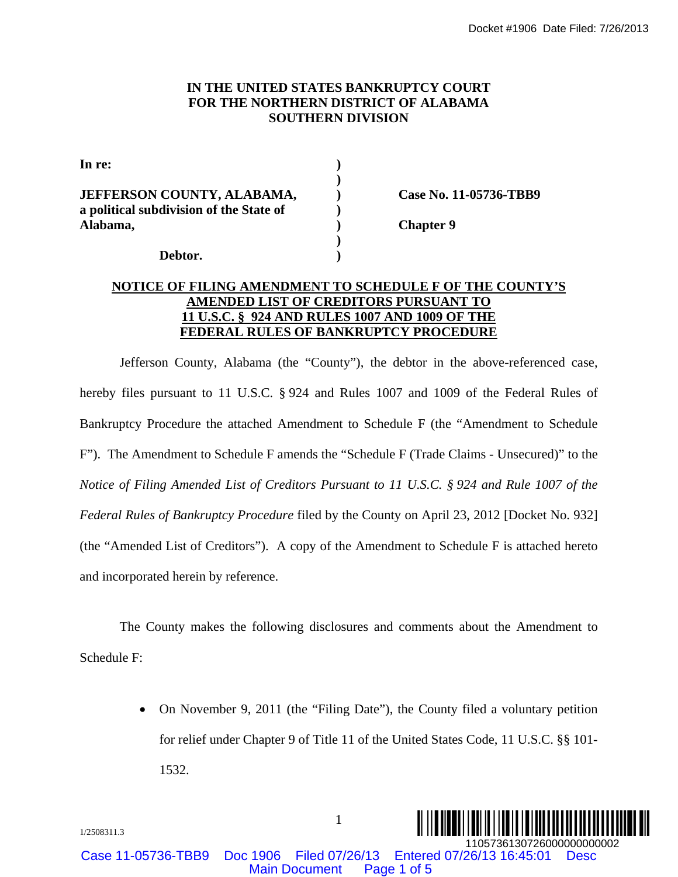**IN THE UNITED STATES BANKRUPTCY COURT**
**FOR THE NORTHERN DISTRICT OF ALABAMA**
**SOUTHERN DIVISION**

| | | |
|---|---|---|
| **In re:** | ) | |
| | ) | |
| **JEFFERSON COUNTY, ALABAMA,** | ) | **Case No. 11-05736-TBB9** |
| **a political subdivision of the State of** | ) | |
| **Alabama,** | ) | **Chapter 9** |
| | ) | |
| **Debtor.** | ) | |

**NOTICE OF FILING AMENDMENT TO SCHEDULE F OF THE COUNTY'S AMENDED LIST OF CREDITORS PURSUANT TO 11 U.S.C. § 924 AND RULES 1007 AND 1009 OF THE FEDERAL RULES OF BANKRUPTCY PROCEDURE**

Jefferson County, Alabama (the "County"), the debtor in the above-referenced case, hereby files pursuant to 11 U.S.C. § 924 and Rules 1007 and 1009 of the Federal Rules of Bankruptcy Procedure the attached Amendment to Schedule F (the "Amendment to Schedule F"). The Amendment to Schedule F amends the "Schedule F (Trade Claims - Unsecured)" to the *Notice of Filing Amended List of Creditors Pursuant to 11 U.S.C. § 924 and Rule 1007 of the Federal Rules of Bankruptcy Procedure* filed by the County on April 23, 2012 [Docket No. 932] (the "Amended List of Creditors"). A copy of the Amendment to Schedule F is attached hereto and incorporated herein by reference.

The County makes the following disclosures and comments about the Amendment to Schedule F:

- On November 9, 2011 (the "Filing Date"), the County filed a voluntary petition for relief under Chapter 9 of Title 11 of the United States Code, 11 U.S.C. §§ 101-1532.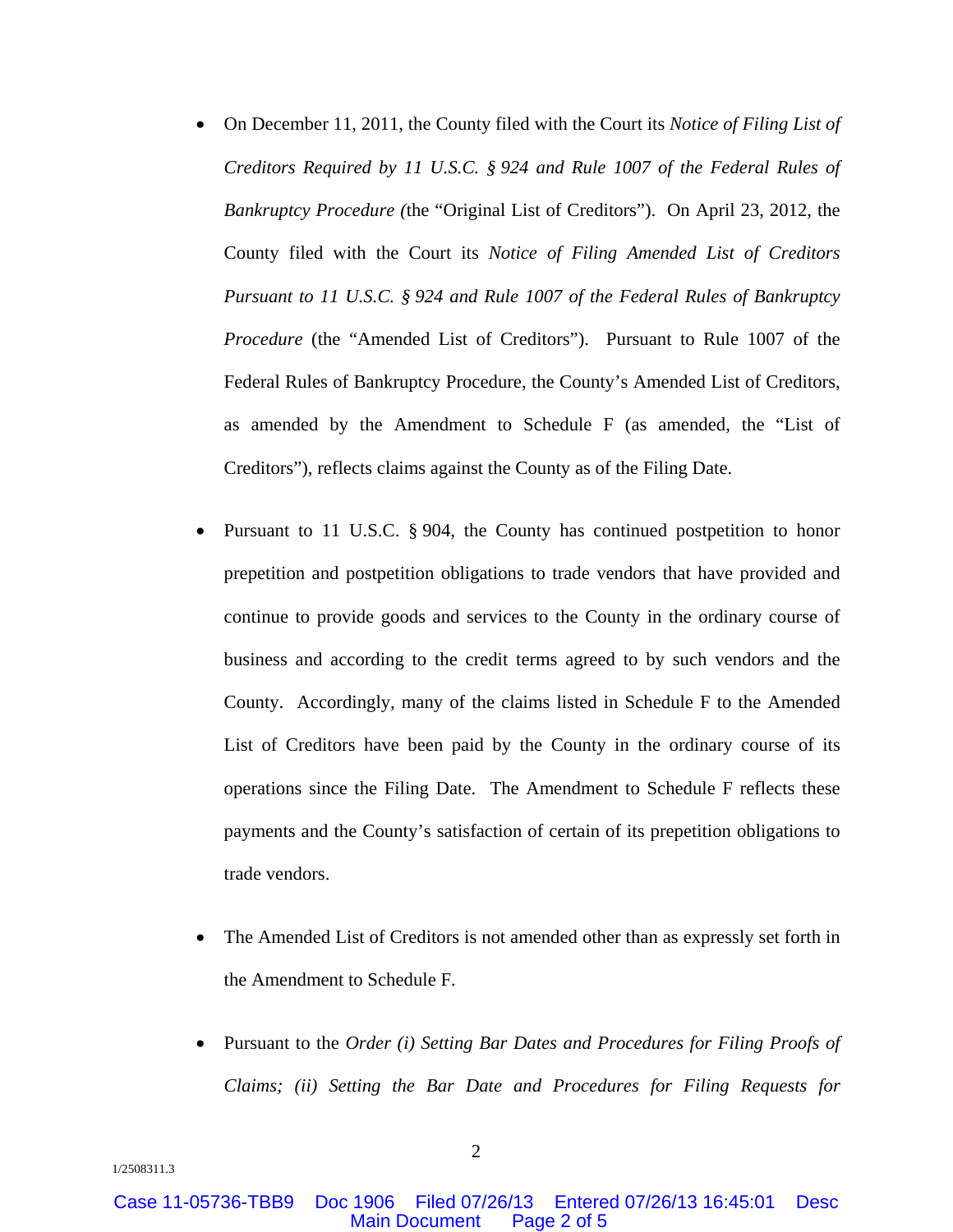- On December 11, 2011, the County filed with the Court its *Notice of Filing List of Creditors Required by 11 U.S.C. § 924 and Rule 1007 of the Federal Rules of Bankruptcy Procedure (*the "Original List of Creditors"). On April 23, 2012, the County filed with the Court its *Notice of Filing Amended List of Creditors Pursuant to 11 U.S.C. § 924 and Rule 1007 of the Federal Rules of Bankruptcy Procedure* (the "Amended List of Creditors"). Pursuant to Rule 1007 of the Federal Rules of Bankruptcy Procedure, the County's Amended List of Creditors, as amended by the Amendment to Schedule F (as amended, the "List of Creditors"), reflects claims against the County as of the Filing Date.

- Pursuant to 11 U.S.C. § 904, the County has continued postpetition to honor prepetition and postpetition obligations to trade vendors that have provided and continue to provide goods and services to the County in the ordinary course of business and according to the credit terms agreed to by such vendors and the County. Accordingly, many of the claims listed in Schedule F to the Amended List of Creditors have been paid by the County in the ordinary course of its operations since the Filing Date. The Amendment to Schedule F reflects these payments and the County's satisfaction of certain of its prepetition obligations to trade vendors.

- The Amended List of Creditors is not amended other than as expressly set forth in the Amendment to Schedule F.

- Pursuant to the *Order (i) Setting Bar Dates and Procedures for Filing Proofs of Claims; (ii) Setting the Bar Date and Procedures for Filing Requests for*

1/2508311.3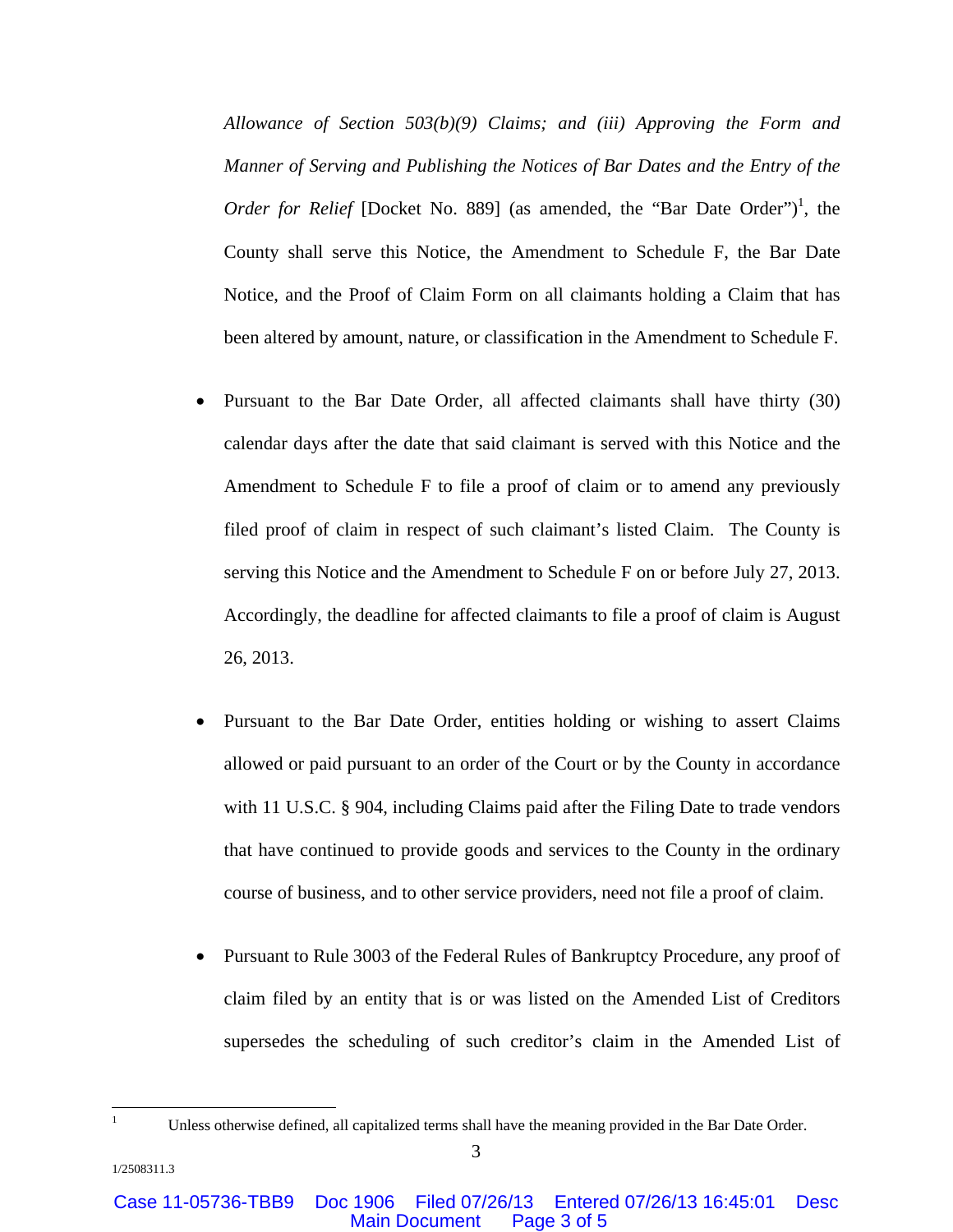*Allowance of Section 503(b)(9) Claims; and (iii) Approving the Form and Manner of Serving and Publishing the Notices of Bar Dates and the Entry of the Order for Relief* [Docket No. 889] (as amended, the "Bar Date Order")[1], the County shall serve this Notice, the Amendment to Schedule F, the Bar Date Notice, and the Proof of Claim Form on all claimants holding a Claim that has been altered by amount, nature, or classification in the Amendment to Schedule F.

- Pursuant to the Bar Date Order, all affected claimants shall have thirty (30) calendar days after the date that said claimant is served with this Notice and the Amendment to Schedule F to file a proof of claim or to amend any previously filed proof of claim in respect of such claimant's listed Claim. The County is serving this Notice and the Amendment to Schedule F on or before July 27, 2013. Accordingly, the deadline for affected claimants to file a proof of claim is August 26, 2013.

- Pursuant to the Bar Date Order, entities holding or wishing to assert Claims allowed or paid pursuant to an order of the Court or by the County in accordance with 11 U.S.C. § 904, including Claims paid after the Filing Date to trade vendors that have continued to provide goods and services to the County in the ordinary course of business, and to other service providers, need not file a proof of claim.

- Pursuant to Rule 3003 of the Federal Rules of Bankruptcy Procedure, any proof of claim filed by an entity that is or was listed on the Amended List of Creditors supersedes the scheduling of such creditor's claim in the Amended List of

[1] Unless otherwise defined, all capitalized terms shall have the meaning provided in the Bar Date Order.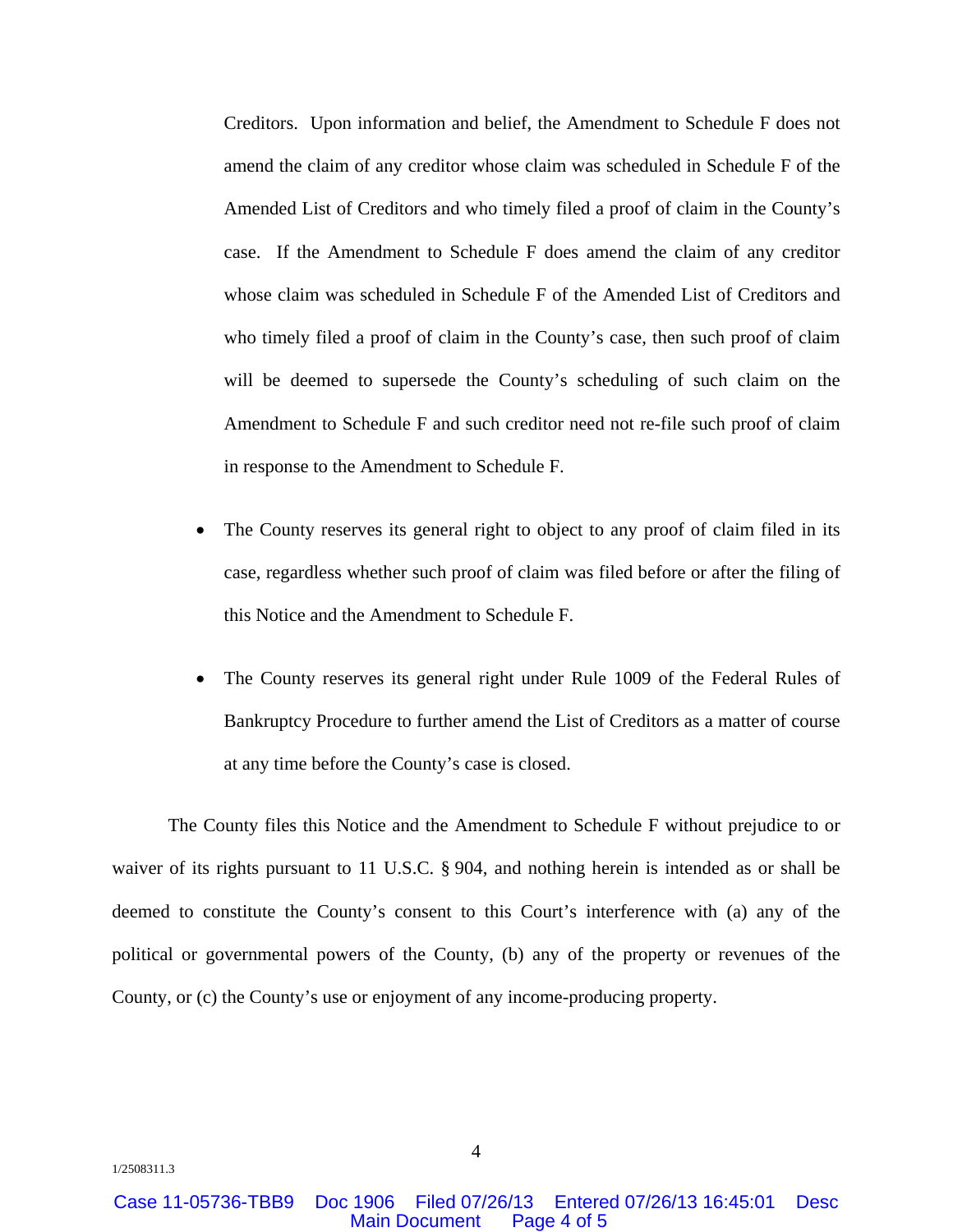Creditors. Upon information and belief, the Amendment to Schedule F does not amend the claim of any creditor whose claim was scheduled in Schedule F of the Amended List of Creditors and who timely filed a proof of claim in the County's case. If the Amendment to Schedule F does amend the claim of any creditor whose claim was scheduled in Schedule F of the Amended List of Creditors and who timely filed a proof of claim in the County's case, then such proof of claim will be deemed to supersede the County's scheduling of such claim on the Amendment to Schedule F and such creditor need not re-file such proof of claim in response to the Amendment to Schedule F.

- The County reserves its general right to object to any proof of claim filed in its case, regardless whether such proof of claim was filed before or after the filing of this Notice and the Amendment to Schedule F.
- The County reserves its general right under Rule 1009 of the Federal Rules of Bankruptcy Procedure to further amend the List of Creditors as a matter of course at any time before the County's case is closed.

The County files this Notice and the Amendment to Schedule F without prejudice to or waiver of its rights pursuant to 11 U.S.C. § 904, and nothing herein is intended as or shall be deemed to constitute the County's consent to this Court's interference with (a) any of the political or governmental powers of the County, (b) any of the property or revenues of the County, or (c) the County's use or enjoyment of any income-producing property.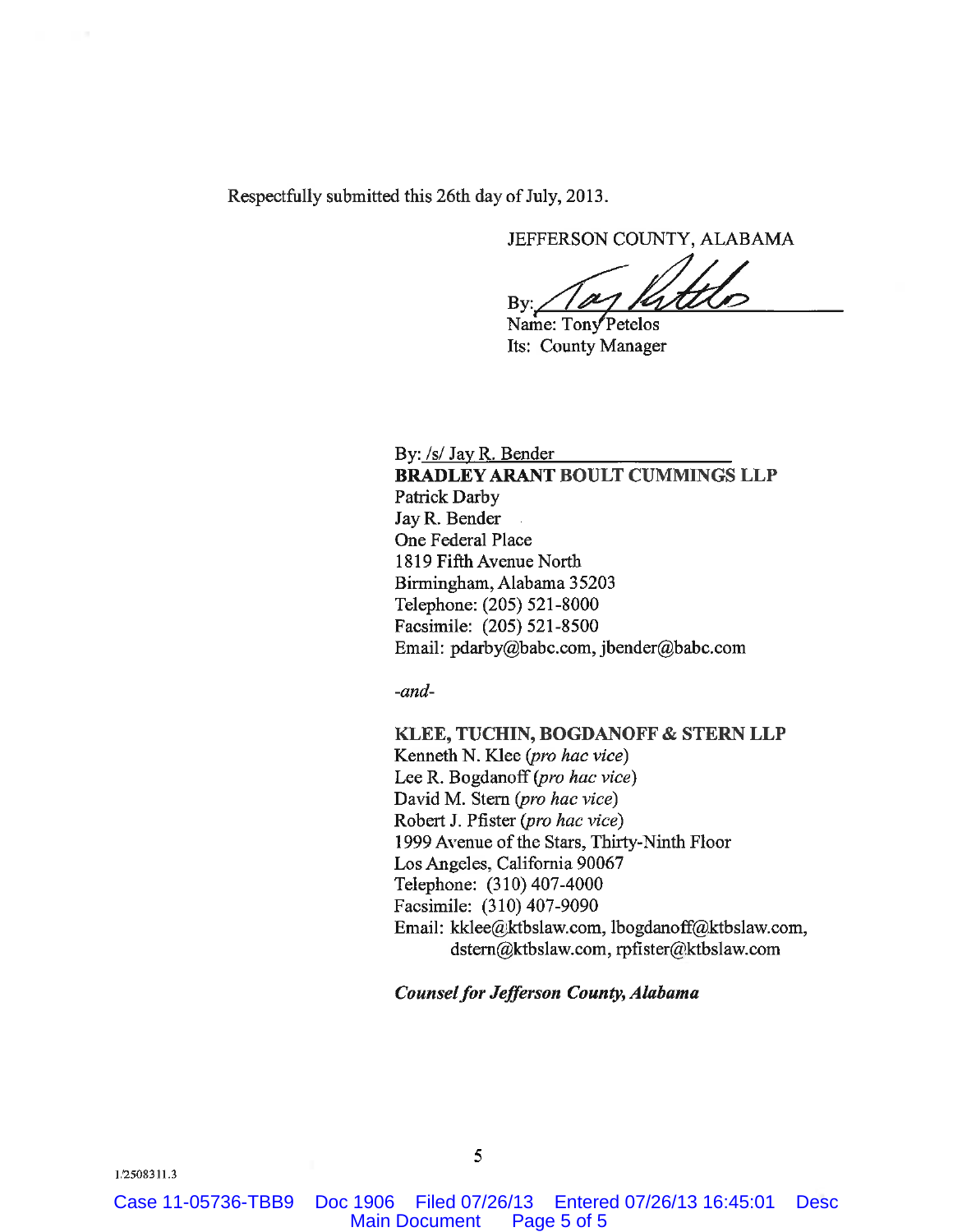Respectfully submitted this 26th day of July, 2013.

JEFFERSON COUNTY, ALABAMA

By: ______________________
Name: Tony Petelos
Its: County Manager

By: /s/ Jay R. Bender
**BRADLEY ARANT BOULT CUMMINGS LLP**
Patrick Darby
Jay R. Bender
One Federal Place
1819 Fifth Avenue North
Birmingham, Alabama 35203
Telephone: (205) 521-8000
Facsimile: (205) 521-8500
Email: pdarby@babc.com, jbender@babc.com

*-and-*

**KLEE, TUCHIN, BOGDANOFF & STERN LLP**
Kenneth N. Klee (*pro hac vice*)
Lee R. Bogdanoff (*pro hac vice*)
David M. Stern (*pro hac vice*)
Robert J. Pfister (*pro hac vice*)
1999 Avenue of the Stars, Thirty-Ninth Floor
Los Angeles, California 90067
Telephone: (310) 407-4000
Facsimile: (310) 407-9090
Email: kklee@ktbslaw.com, lbogdanoff@ktbslaw.com, dstern@ktbslaw.com, rpfister@ktbslaw.com

***Counsel for Jefferson County, Alabama***

1/2508311.3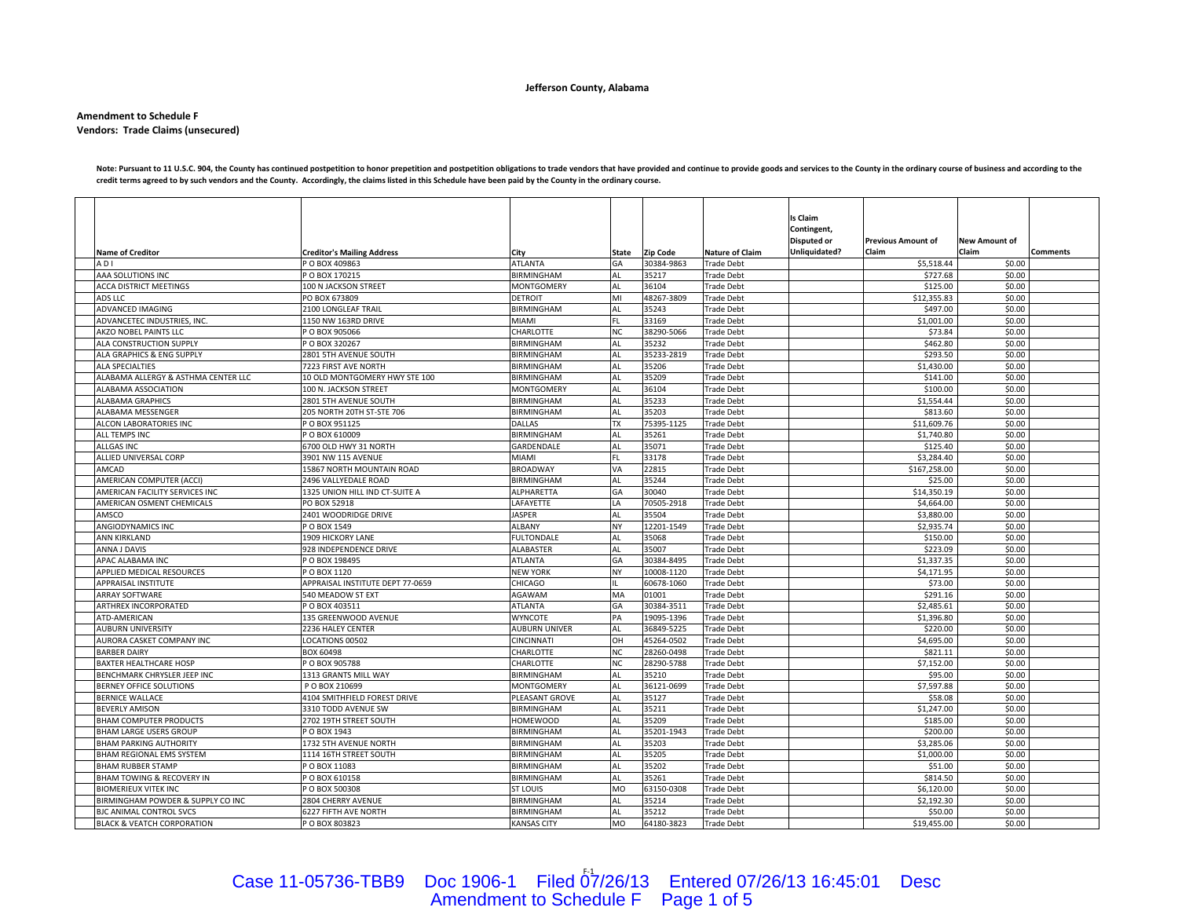**Jefferson County, Alabama**

**Amendment to Schedule F**

**Vendors: Trade Claims (unsecured)**

**Note: Pursuant to 11 U.S.C. 904, the County has continued postpetition to honor prepetition and postpetition obligations to trade vendors that have provided and continue to provide goods and services to the County in the ordinary course of business and according to the credit terms agreed to by such vendors and the County. Accordingly, the claims listed in this Schedule have been paid by the County in the ordinary course.**

| Name of Creditor | Creditor's Mailing Address | City | State | Zip Code | Nature of Claim | Is Claim Contingent, Disputed or Unliquidated? | Previous Amount of Claim | New Amount of Claim | Comments |
|---|---|---|---|---|---|---|---|---|---|
| A D I | P O BOX 409863 | ATLANTA | GA | 30384-9863 | Trade Debt | | $5,518.44 | $0.00 | |
| AAA SOLUTIONS INC | P O BOX 170215 | BIRMINGHAM | AL | 35217 | Trade Debt | | $727.68 | $0.00 | |
| ACCA DISTRICT MEETINGS | 100 N JACKSON STREET | MONTGOMERY | AL | 36104 | Trade Debt | | $125.00 | $0.00 | |
| ADS LLC | PO BOX 673809 | DETROIT | MI | 48267-3809 | Trade Debt | | $12,355.83 | $0.00 | |
| ADVANCED IMAGING | 2100 LONGLEAF TRAIL | BIRMINGHAM | AL | 35243 | Trade Debt | | $497.00 | $0.00 | |
| ADVANCETEC INDUSTRIES, INC. | 1150 NW 163RD DRIVE | MIAMI | FL | 33169 | Trade Debt | | $1,001.00 | $0.00 | |
| AKZO NOBEL PAINTS LLC | P O BOX 905066 | CHARLOTTE | NC | 38290-5066 | Trade Debt | | $73.84 | $0.00 | |
| ALA CONSTRUCTION SUPPLY | P O BOX 320267 | BIRMINGHAM | AL | 35232 | Trade Debt | | $462.80 | $0.00 | |
| ALA GRAPHICS & ENG SUPPLY | 2801 5TH AVENUE SOUTH | BIRMINGHAM | AL | 35233-2819 | Trade Debt | | $293.50 | $0.00 | |
| ALA SPECIALTIES | 7223 FIRST AVE NORTH | BIRMINGHAM | AL | 35206 | Trade Debt | | $1,430.00 | $0.00 | |
| ALABAMA ALLERGY & ASTHMA CENTER LLC | 10 OLD MONTGOMERY HWY STE 100 | BIRMINGHAM | AL | 35209 | Trade Debt | | $141.00 | $0.00 | |
| ALABAMA ASSOCIATION | 100 N. JACKSON STREET | MONTGOMERY | AL | 36104 | Trade Debt | | $100.00 | $0.00 | |
| ALABAMA GRAPHICS | 2801 5TH AVENUE SOUTH | BIRMINGHAM | AL | 35233 | Trade Debt | | $1,554.44 | $0.00 | |
| ALABAMA MESSENGER | 205 NORTH 20TH ST-STE 706 | BIRMINGHAM | AL | 35203 | Trade Debt | | $813.60 | $0.00 | |
| ALCON LABORATORIES INC | P O BOX 951125 | DALLAS | TX | 75395-1125 | Trade Debt | | $11,609.76 | $0.00 | |
| ALL TEMPS INC | P O BOX 610009 | BIRMINGHAM | AL | 35261 | Trade Debt | | $1,740.80 | $0.00 | |
| ALLGAS INC | 6700 OLD HWY 31 NORTH | GARDENDALE | AL | 35071 | Trade Debt | | $125.40 | $0.00 | |
| ALLIED UNIVERSAL CORP | 3901 NW 115 AVENUE | MIAMI | FL | 33178 | Trade Debt | | $3,284.40 | $0.00 | |
| AMCAD | 15867 NORTH MOUNTAIN ROAD | BROADWAY | VA | 22815 | Trade Debt | | $167,258.00 | $0.00 | |
| AMERICAN COMPUTER (ACCI) | 2496 VALLYEDALE ROAD | BIRMINGHAM | AL | 35244 | Trade Debt | | $25.00 | $0.00 | |
| AMERICAN FACILITY SERVICES INC | 1325 UNION HILL IND CT-SUITE A | ALPHARETTA | GA | 30040 | Trade Debt | | $14,350.19 | $0.00 | |
| AMERICAN OSMENT CHEMICALS | PO BOX 52918 | LAFAYETTE | LA | 70505-2918 | Trade Debt | | $4,664.00 | $0.00 | |
| AMSCO | 2401 WOODRIDGE DRIVE | JASPER | AL | 35504 | Trade Debt | | $3,880.00 | $0.00 | |
| ANGIODYNAMICS INC | P O BOX 1549 | ALBANY | NY | 12201-1549 | Trade Debt | | $2,935.74 | $0.00 | |
| ANN KIRKLAND | 1909 HICKORY LANE | FULTONDALE | AL | 35068 | Trade Debt | | $150.00 | $0.00 | |
| ANNA J DAVIS | 928 INDEPENDENCE DRIVE | ALABASTER | AL | 35007 | Trade Debt | | $223.09 | $0.00 | |
| APAC ALABAMA INC | P O BOX 198495 | ATLANTA | GA | 30384-8495 | Trade Debt | | $1,337.35 | $0.00 | |
| APPLIED MEDICAL RESOURCES | P O BOX 1120 | NEW YORK | NY | 10008-1120 | Trade Debt | | $4,171.95 | $0.00 | |
| APPRAISAL INSTITUTE | APPRAISAL INSTITUTE DEPT 77-0659 | CHICAGO | IL | 60678-1060 | Trade Debt | | $73.00 | $0.00 | |
| ARRAY SOFTWARE | 540 MEADOW ST EXT | AGAWAM | MA | 01001 | Trade Debt | | $291.16 | $0.00 | |
| ARTHREX INCORPORATED | P O BOX 403511 | ATLANTA | GA | 30384-3511 | Trade Debt | | $2,485.61 | $0.00 | |
| ATD-AMERICAN | 135 GREENWOOD AVENUE | WYNCOTE | PA | 19095-1396 | Trade Debt | | $1,396.80 | $0.00 | |
| AUBURN UNIVERSITY | 2236 HALEY CENTER | AUBURN UNIVER | AL | 36849-5225 | Trade Debt | | $220.00 | $0.00 | |
| AURORA CASKET COMPANY INC | LOCATIONS 00502 | CINCINNATI | OH | 45264-0502 | Trade Debt | | $4,695.00 | $0.00 | |
| BARBER DAIRY | BOX 60498 | CHARLOTTE | NC | 28260-0498 | Trade Debt | | $821.11 | $0.00 | |
| BAXTER HEALTHCARE HOSP | P O BOX 905788 | CHARLOTTE | NC | 28290-5788 | Trade Debt | | $7,152.00 | $0.00 | |
| BENCHMARK CHRYSLER JEEP INC | 1313 GRANTS MILL WAY | BIRMINGHAM | AL | 35210 | Trade Debt | | $95.00 | $0.00 | |
| BERNEY OFFICE SOLUTIONS | P O BOX 210699 | MONTGOMERY | AL | 36121-0699 | Trade Debt | | $7,597.88 | $0.00 | |
| BERNICE WALLACE | 4104 SMITHFIELD FOREST DRIVE | PLEASANT GROVE | AL | 35127 | Trade Debt | | $58.08 | $0.00 | |
| BEVERLY AMISON | 3310 TODD AVENUE SW | BIRMINGHAM | AL | 35211 | Trade Debt | | $1,247.00 | $0.00 | |
| BHAM COMPUTER PRODUCTS | 2702 19TH STREET SOUTH | HOMEWOOD | AL | 35209 | Trade Debt | | $185.00 | $0.00 | |
| BHAM LARGE USERS GROUP | P O BOX 1943 | BIRMINGHAM | AL | 35201-1943 | Trade Debt | | $200.00 | $0.00 | |
| BHAM PARKING AUTHORITY | 1732 5TH AVENUE NORTH | BIRMINGHAM | AL | 35203 | Trade Debt | | $3,285.06 | $0.00 | |
| BHAM REGIONAL EMS SYSTEM | 1114 16TH STREET SOUTH | BIRMINGHAM | AL | 35205 | Trade Debt | | $1,000.00 | $0.00 | |
| BHAM RUBBER STAMP | P O BOX 11083 | BIRMINGHAM | AL | 35202 | Trade Debt | | $51.00 | $0.00 | |
| BHAM TOWING & RECOVERY IN | P O BOX 610158 | BIRMINGHAM | AL | 35261 | Trade Debt | | $814.50 | $0.00 | |
| BIOMERIEUX VITEK INC | P O BOX 500308 | ST LOUIS | MO | 63150-0308 | Trade Debt | | $6,120.00 | $0.00 | |
| BIRMINGHAM POWDER & SUPPLY CO INC | 2804 CHERRY AVENUE | BIRMINGHAM | AL | 35214 | Trade Debt | | $2,192.30 | $0.00 | |
| BJC ANIMAL CONTROL SVCS | 6227 FIFTH AVE NORTH | BIRMINGHAM | AL | 35212 | Trade Debt | | $50.00 | $0.00 | |
| BLACK & VEATCH CORPORATION | P O BOX 803823 | KANSAS CITY | MO | 64180-3823 | Trade Debt | | $19,455.00 | $0.00 | |

F-1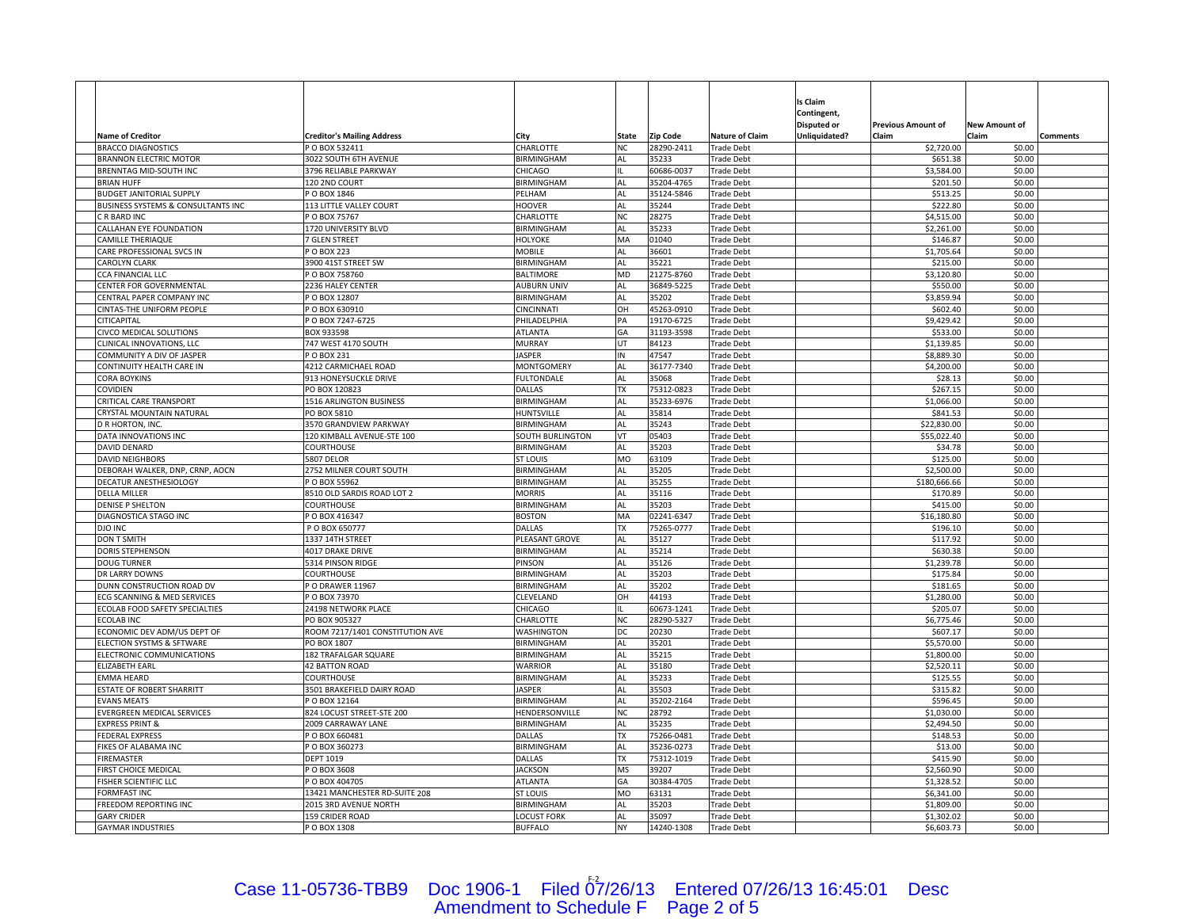| Name of Creditor | Creditor's Mailing Address | City | State | Zip Code | Nature of Claim | Is Claim Contingent, Disputed or Unliquidated? | Previous Amount of Claim | New Amount of Claim | Comments |
|---|---|---|---|---|---|---|---|---|---|
| BRACCO DIAGNOSTICS | P O BOX 532411 | CHARLOTTE | NC | 28290-2411 | Trade Debt | | $2,720.00 | $0.00 | |
| BRANNON ELECTRIC MOTOR | 3022 SOUTH 6TH AVENUE | BIRMINGHAM | AL | 35233 | Trade Debt | | $651.38 | $0.00 | |
| BRENNTAG MID-SOUTH INC | 3796 RELIABLE PARKWAY | CHICAGO | IL | 60686-0037 | Trade Debt | | $3,584.00 | $0.00 | |
| BRIAN HUFF | 120 2ND COURT | BIRMINGHAM | AL | 35204-4765 | Trade Debt | | $201.50 | $0.00 | |
| BUDGET JANITORIAL SUPPLY | P O BOX 1846 | PELHAM | AL | 35124-5846 | Trade Debt | | $513.25 | $0.00 | |
| BUSINESS SYSTEMS & CONSULTANTS INC | 113 LITTLE VALLEY COURT | HOOVER | AL | 35244 | Trade Debt | | $222.80 | $0.00 | |
| C R BARD INC | P O BOX 75767 | CHARLOTTE | NC | 28275 | Trade Debt | | $4,515.00 | $0.00 | |
| CALLAHAN EYE FOUNDATION | 1720 UNIVERSITY BLVD | BIRMINGHAM | AL | 35233 | Trade Debt | | $2,261.00 | $0.00 | |
| CAMILLE THERIAQUE | 7 GLEN STREET | HOLYOKE | MA | 01040 | Trade Debt | | $146.87 | $0.00 | |
| CARE PROFESSIONAL SVCS IN | P O BOX 223 | MOBILE | AL | 36601 | Trade Debt | | $1,705.64 | $0.00 | |
| CAROLYN CLARK | 3900 41ST STREET SW | BIRMINGHAM | AL | 35221 | Trade Debt | | $215.00 | $0.00 | |
| CCA FINANCIAL LLC | P O BOX 758760 | BALTIMORE | MD | 21275-8760 | Trade Debt | | $3,120.80 | $0.00 | |
| CENTER FOR GOVERNMENTAL | 2236 HALEY CENTER | AUBURN UNIV | AL | 36849-5225 | Trade Debt | | $550.00 | $0.00 | |
| CENTRAL PAPER COMPANY INC | P O BOX 12807 | BIRMINGHAM | AL | 35202 | Trade Debt | | $3,859.94 | $0.00 | |
| CINTAS-THE UNIFORM PEOPLE | P O BOX 630910 | CINCINNATI | OH | 45263-0910 | Trade Debt | | $602.40 | $0.00 | |
| CITICAPITAL | P O BOX 7247-6725 | PHILADELPHIA | PA | 19170-6725 | Trade Debt | | $9,429.42 | $0.00 | |
| CIVCO MEDICAL SOLUTIONS | BOX 933598 | ATLANTA | GA | 31193-3598 | Trade Debt | | $533.00 | $0.00 | |
| CLINICAL INNOVATIONS, LLC | 747 WEST 4170 SOUTH | MURRAY | UT | 84123 | Trade Debt | | $1,139.85 | $0.00 | |
| COMMUNITY A DIV OF JASPER | P O BOX 231 | JASPER | IN | 47547 | Trade Debt | | $8,889.30 | $0.00 | |
| CONTINUITY HEALTH CARE IN | 4212 CARMICHAEL ROAD | MONTGOMERY | AL | 36177-7340 | Trade Debt | | $4,200.00 | $0.00 | |
| CORA BOYKINS | 913 HONEYSUCKLE DRIVE | FULTONDALE | AL | 35068 | Trade Debt | | $28.13 | $0.00 | |
| COVIDIEN | PO BOX 120823 | DALLAS | TX | 75312-0823 | Trade Debt | | $267.15 | $0.00 | |
| CRITICAL CARE TRANSPORT | 1516 ARLINGTON BUSINESS | BIRMINGHAM | AL | 35233-6976 | Trade Debt | | $1,066.00 | $0.00 | |
| CRYSTAL MOUNTAIN NATURAL | PO BOX 5810 | HUNTSVILLE | AL | 35814 | Trade Debt | | $841.53 | $0.00 | |
| D R HORTON, INC. | 3570 GRANDVIEW PARKWAY | BIRMINGHAM | AL | 35243 | Trade Debt | | $22,830.00 | $0.00 | |
| DATA INNOVATIONS INC | 120 KIMBALL AVENUE-STE 100 | SOUTH BURLINGTON | VT | 05403 | Trade Debt | | $55,022.40 | $0.00 | |
| DAVID DENARD | COURTHOUSE | BIRMINGHAM | AL | 35203 | Trade Debt | | $34.78 | $0.00 | |
| DAVID NEIGHBORS | 5807 DELOR | ST LOUIS | MO | 63109 | Trade Debt | | $125.00 | $0.00 | |
| DEBORAH WALKER, DNP, CRNP, AOCN | 2752 MILNER COURT SOUTH | BIRMINGHAM | AL | 35205 | Trade Debt | | $2,500.00 | $0.00 | |
| DECATUR ANESTHESIOLOGY | P O BOX 55962 | BIRMINGHAM | AL | 35255 | Trade Debt | | $180,666.66 | $0.00 | |
| DELLA MILLER | 8510 OLD SARDIS ROAD LOT 2 | MORRIS | AL | 35116 | Trade Debt | | $170.89 | $0.00 | |
| DENISE P SHELTON | COURTHOUSE | BIRMINGHAM | AL | 35203 | Trade Debt | | $415.00 | $0.00 | |
| DIAGNOSTICA STAGO INC | P O BOX 416347 | BOSTON | MA | 02241-6347 | Trade Debt | | $16,180.80 | $0.00 | |
| DJO INC | P O BOX 650777 | DALLAS | TX | 75265-0777 | Trade Debt | | $196.10 | $0.00 | |
| DON T SMITH | 1337 14TH STREET | PLEASANT GROVE | AL | 35127 | Trade Debt | | $117.92 | $0.00 | |
| DORIS STEPHENSON | 4017 DRAKE DRIVE | BIRMINGHAM | AL | 35214 | Trade Debt | | $630.38 | $0.00 | |
| DOUG TURNER | 5314 PINSON RIDGE | PINSON | AL | 35126 | Trade Debt | | $1,239.78 | $0.00 | |
| DR LARRY DOWNS | COURTHOUSE | BIRMINGHAM | AL | 35203 | Trade Debt | | $175.84 | $0.00 | |
| DUNN CONSTRUCTION ROAD DV | P O DRAWER 11967 | BIRMINGHAM | AL | 35202 | Trade Debt | | $181.65 | $0.00 | |
| ECG SCANNING & MED SERVICES | P O BOX 73970 | CLEVELAND | OH | 44193 | Trade Debt | | $1,280.00 | $0.00 | |
| ECOLAB FOOD SAFETY SPECIALTIES | 24198 NETWORK PLACE | CHICAGO | IL | 60673-1241 | Trade Debt | | $205.07 | $0.00 | |
| ECOLAB INC | PO BOX 905327 | CHARLOTTE | NC | 28290-5327 | Trade Debt | | $6,775.46 | $0.00 | |
| ECONOMIC DEV ADM/US DEPT OF | ROOM 7217/1401 CONSTITUTION AVE | WASHINGTON | DC | 20230 | Trade Debt | | $607.17 | $0.00 | |
| ELECTION SYSTMS & SFTWARE | PO BOX 1807 | BIRMINGHAM | AL | 35201 | Trade Debt | | $5,570.00 | $0.00 | |
| ELECTRONIC COMMUNICATIONS | 182 TRAFALGAR SQUARE | BIRMINGHAM | AL | 35215 | Trade Debt | | $1,800.00 | $0.00 | |
| ELIZABETH EARL | 42 BATTON ROAD | WARRIOR | AL | 35180 | Trade Debt | | $2,520.11 | $0.00 | |
| EMMA HEARD | COURTHOUSE | BIRMINGHAM | AL | 35233 | Trade Debt | | $125.55 | $0.00 | |
| ESTATE OF ROBERT SHARRITT | 3501 BRAKEFIELD DAIRY ROAD | JASPER | AL | 35503 | Trade Debt | | $315.82 | $0.00 | |
| EVANS MEATS | P O BOX 12164 | BIRMINGHAM | AL | 35202-2164 | Trade Debt | | $596.45 | $0.00 | |
| EVERGREEN MEDICAL SERVICES | 824 LOCUST STREET-STE 200 | HENDERSONVILLE | NC | 28792 | Trade Debt | | $1,030.00 | $0.00 | |
| EXPRESS PRINT & | 2009 CARRAWAY LANE | BIRMINGHAM | AL | 35235 | Trade Debt | | $2,494.50 | $0.00 | |
| FEDERAL EXPRESS | P O BOX 660481 | DALLAS | TX | 75266-0481 | Trade Debt | | $148.53 | $0.00 | |
| FIKES OF ALABAMA INC | P O BOX 360273 | BIRMINGHAM | AL | 35236-0273 | Trade Debt | | $13.00 | $0.00 | |
| FIREMASTER | DEPT 1019 | DALLAS | TX | 75312-1019 | Trade Debt | | $415.90 | $0.00 | |
| FIRST CHOICE MEDICAL | P O BOX 3608 | JACKSON | MS | 39207 | Trade Debt | | $2,560.90 | $0.00 | |
| FISHER SCIENTIFIC LLC | P O BOX 404705 | ATLANTA | GA | 30384-4705 | Trade Debt | | $1,328.52 | $0.00 | |
| FORMFAST INC | 13421 MANCHESTER RD-SUITE 208 | ST LOUIS | MO | 63131 | Trade Debt | | $6,341.00 | $0.00 | |
| FREEDOM REPORTING INC | 2015 3RD AVENUE NORTH | BIRMINGHAM | AL | 35203 | Trade Debt | | $1,809.00 | $0.00 | |
| GARY CRIDER | 159 CRIDER ROAD | LOCUST FORK | AL | 35097 | Trade Debt | | $1,302.02 | $0.00 | |
| GAYMAR INDUSTRIES | P O BOX 1308 | BUFFALO | NY | 14240-1308 | Trade Debt | | $6,603.73 | $0.00 | |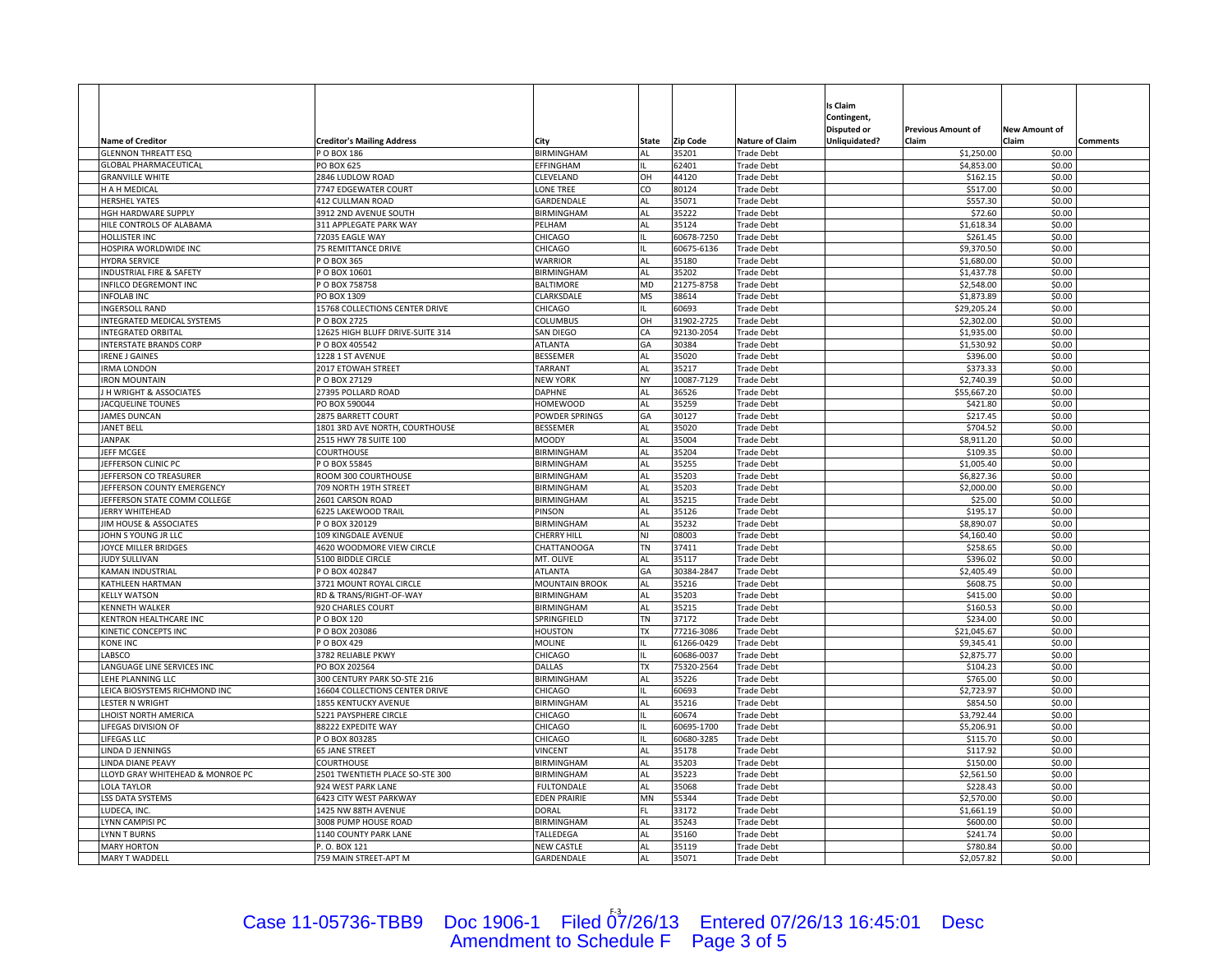| Name of Creditor | Creditor's Mailing Address | City | State | Zip Code | Nature of Claim | Is Claim Contingent, Disputed or Unliquidated? | Previous Amount of Claim | New Amount of Claim | Comments |
|---|---|---|---|---|---|---|---|---|---|
| GLENNON THREATT ESQ | P O BOX 186 | BIRMINGHAM | AL | 35201 | Trade Debt | | $1,250.00 | $0.00 | |
| GLOBAL PHARMACEUTICAL | PO BOX 625 | EFFINGHAM | IL | 62401 | Trade Debt | | $4,853.00 | $0.00 | |
| GRANVILLE WHITE | 2846 LUDLOW ROAD | CLEVELAND | OH | 44120 | Trade Debt | | $162.15 | $0.00 | |
| H A H MEDICAL | 7747 EDGEWATER COURT | LONE TREE | CO | 80124 | Trade Debt | | $517.00 | $0.00 | |
| HERSHEL YATES | 412 CULLMAN ROAD | GARDENDALE | AL | 35071 | Trade Debt | | $557.30 | $0.00 | |
| HGH HARDWARE SUPPLY | 3912 2ND AVENUE SOUTH | BIRMINGHAM | AL | 35222 | Trade Debt | | $72.60 | $0.00 | |
| HILE CONTROLS OF ALABAMA | 311 APPLEGATE PARK WAY | PELHAM | AL | 35124 | Trade Debt | | $1,618.34 | $0.00 | |
| HOLLISTER INC | 72035 EAGLE WAY | CHICAGO | IL | 60678-7250 | Trade Debt | | $261.45 | $0.00 | |
| HOSPIRA WORLDWIDE INC | 75 REMITTANCE DRIVE | CHICAGO | IL | 60675-6136 | Trade Debt | | $9,370.50 | $0.00 | |
| HYDRA SERVICE | P O BOX 365 | WARRIOR | AL | 35180 | Trade Debt | | $1,680.00 | $0.00 | |
| INDUSTRIAL FIRE & SAFETY | P O BOX 10601 | BIRMINGHAM | AL | 35202 | Trade Debt | | $1,437.78 | $0.00 | |
| INFILCO DEGREMONT INC | P O BOX 758758 | BALTIMORE | MD | 21275-8758 | Trade Debt | | $2,548.00 | $0.00 | |
| INFOLAB INC | PO BOX 1309 | CLARKSDALE | MS | 38614 | Trade Debt | | $1,873.89 | $0.00 | |
| INGERSOLL RAND | 15768 COLLECTIONS CENTER DRIVE | CHICAGO | IL | 60693 | Trade Debt | | $29,205.24 | $0.00 | |
| INTEGRATED MEDICAL SYSTEMS | P O BOX 2725 | COLUMBUS | OH | 31902-2725 | Trade Debt | | $2,302.00 | $0.00 | |
| INTEGRATED ORBITAL | 12625 HIGH BLUFF DRIVE-SUITE 314 | SAN DIEGO | CA | 92130-2054 | Trade Debt | | $1,935.00 | $0.00 | |
| INTERSTATE BRANDS CORP | P O BOX 405542 | ATLANTA | GA | 30384 | Trade Debt | | $1,530.92 | $0.00 | |
| IRENE J GAINES | 1228 1 ST AVENUE | BESSEMER | AL | 35020 | Trade Debt | | $396.00 | $0.00 | |
| IRMA LONDON | 2017 ETOWAH STREET | TARRANT | AL | 35217 | Trade Debt | | $373.33 | $0.00 | |
| IRON MOUNTAIN | P O BOX 27129 | NEW YORK | NY | 10087-7129 | Trade Debt | | $2,740.39 | $0.00 | |
| J H WRIGHT & ASSOCIATES | 27395 POLLARD ROAD | DAPHNE | AL | 36526 | Trade Debt | | $55,667.20 | $0.00 | |
| JACQUELINE TOUNES | PO BOX 590044 | HOMEWOOD | AL | 35259 | Trade Debt | | $421.80 | $0.00 | |
| JAMES DUNCAN | 2875 BARRETT COURT | POWDER SPRINGS | GA | 30127 | Trade Debt | | $217.45 | $0.00 | |
| JANET BELL | 1801 3RD AVE NORTH, COURTHOUSE | BESSEMER | AL | 35020 | Trade Debt | | $704.52 | $0.00 | |
| JANPAK | 2515 HWY 78 SUITE 100 | MOODY | AL | 35004 | Trade Debt | | $8,911.20 | $0.00 | |
| JEFF MCGEE | COURTHOUSE | BIRMINGHAM | AL | 35204 | Trade Debt | | $109.35 | $0.00 | |
| JEFFERSON CLINIC PC | P O BOX 55845 | BIRMINGHAM | AL | 35255 | Trade Debt | | $1,005.40 | $0.00 | |
| JEFFERSON CO TREASURER | ROOM 300 COURTHOUSE | BIRMINGHAM | AL | 35203 | Trade Debt | | $6,827.36 | $0.00 | |
| JEFFERSON COUNTY EMERGENCY | 709 NORTH 19TH STREET | BIRMINGHAM | AL | 35203 | Trade Debt | | $2,000.00 | $0.00 | |
| JEFFERSON STATE COMM COLLEGE | 2601 CARSON ROAD | BIRMINGHAM | AL | 35215 | Trade Debt | | $25.00 | $0.00 | |
| JERRY WHITEHEAD | 6225 LAKEWOOD TRAIL | PINSON | AL | 35126 | Trade Debt | | $195.17 | $0.00 | |
| JIM HOUSE & ASSOCIATES | P O BOX 320129 | BIRMINGHAM | AL | 35232 | Trade Debt | | $8,890.07 | $0.00 | |
| JOHN S YOUNG JR LLC | 109 KINGDALE AVENUE | CHERRY HILL | NJ | 08003 | Trade Debt | | $4,160.40 | $0.00 | |
| JOYCE MILLER BRIDGES | 4620 WOODMORE VIEW CIRCLE | CHATTANOOGA | TN | 37411 | Trade Debt | | $258.65 | $0.00 | |
| JUDY SULLIVAN | 5100 BIDDLE CIRCLE | MT. OLIVE | AL | 35117 | Trade Debt | | $396.02 | $0.00 | |
| KAMAN INDUSTRIAL | P O BOX 402847 | ATLANTA | GA | 30384-2847 | Trade Debt | | $2,405.49 | $0.00 | |
| KATHLEEN HARTMAN | 3721 MOUNT ROYAL CIRCLE | MOUNTAIN BROOK | AL | 35216 | Trade Debt | | $608.75 | $0.00 | |
| KELLY WATSON | RD & TRANS/RIGHT-OF-WAY | BIRMINGHAM | AL | 35203 | Trade Debt | | $415.00 | $0.00 | |
| KENNETH WALKER | 920 CHARLES COURT | BIRMINGHAM | AL | 35215 | Trade Debt | | $160.53 | $0.00 | |
| KENTRON HEALTHCARE INC | P O BOX 120 | SPRINGFIELD | TN | 37172 | Trade Debt | | $234.00 | $0.00 | |
| KINETIC CONCEPTS INC | P O BOX 203086 | HOUSTON | TX | 77216-3086 | Trade Debt | | $21,045.67 | $0.00 | |
| KONE INC | P O BOX 429 | MOLINE | IL | 61266-0429 | Trade Debt | | $9,345.41 | $0.00 | |
| LABSCO | 3782 RELIABLE PKWY | CHICAGO | IL | 60686-0037 | Trade Debt | | $2,875.77 | $0.00 | |
| LANGUAGE LINE SERVICES INC | PO BOX 202564 | DALLAS | TX | 75320-2564 | Trade Debt | | $104.23 | $0.00 | |
| LEHE PLANNING LLC | 300 CENTURY PARK SO-STE 216 | BIRMINGHAM | AL | 35226 | Trade Debt | | $765.00 | $0.00 | |
| LEICA BIOSYSTEMS RICHMOND INC | 16604 COLLECTIONS CENTER DRIVE | CHICAGO | IL | 60693 | Trade Debt | | $2,723.97 | $0.00 | |
| LESTER N WRIGHT | 1855 KENTUCKY AVENUE | BIRMINGHAM | AL | 35216 | Trade Debt | | $854.50 | $0.00 | |
| LHOIST NORTH AMERICA | 5221 PAYSPHERE CIRCLE | CHICAGO | IL | 60674 | Trade Debt | | $3,792.44 | $0.00 | |
| LIFEGAS DIVISION OF | 88222 EXPEDITE WAY | CHICAGO | IL | 60695-1700 | Trade Debt | | $5,206.91 | $0.00 | |
| LIFEGAS LLC | P O BOX 803285 | CHICAGO | IL | 60680-3285 | Trade Debt | | $115.70 | $0.00 | |
| LINDA D JENNINGS | 65 JANE STREET | VINCENT | AL | 35178 | Trade Debt | | $117.92 | $0.00 | |
| LINDA DIANE PEAVY | COURTHOUSE | BIRMINGHAM | AL | 35203 | Trade Debt | | $150.00 | $0.00 | |
| LLOYD GRAY WHITEHEAD & MONROE PC | 2501 TWENTIETH PLACE SO-STE 300 | BIRMINGHAM | AL | 35223 | Trade Debt | | $2,561.50 | $0.00 | |
| LOLA TAYLOR | 924 WEST PARK LANE | FULTONDALE | AL | 35068 | Trade Debt | | $228.43 | $0.00 | |
| LSS DATA SYSTEMS | 6423 CITY WEST PARKWAY | EDEN PRAIRIE | MN | 55344 | Trade Debt | | $2,570.00 | $0.00 | |
| LUDECA, INC. | 1425 NW 88TH AVENUE | DORAL | FL | 33172 | Trade Debt | | $1,661.19 | $0.00 | |
| LYNN CAMPISI PC | 3008 PUMP HOUSE ROAD | BIRMINGHAM | AL | 35243 | Trade Debt | | $600.00 | $0.00 | |
| LYNN T BURNS | 1140 COUNTY PARK LANE | TALLEDEGA | AL | 35160 | Trade Debt | | $241.74 | $0.00 | |
| MARY HORTON | P. O. BOX 121 | NEW CASTLE | AL | 35119 | Trade Debt | | $780.84 | $0.00 | |
| MARY T WADDELL | 759 MAIN STREET-APT M | GARDENDALE | AL | 35071 | Trade Debt | | $2,057.82 | $0.00 | |

F-3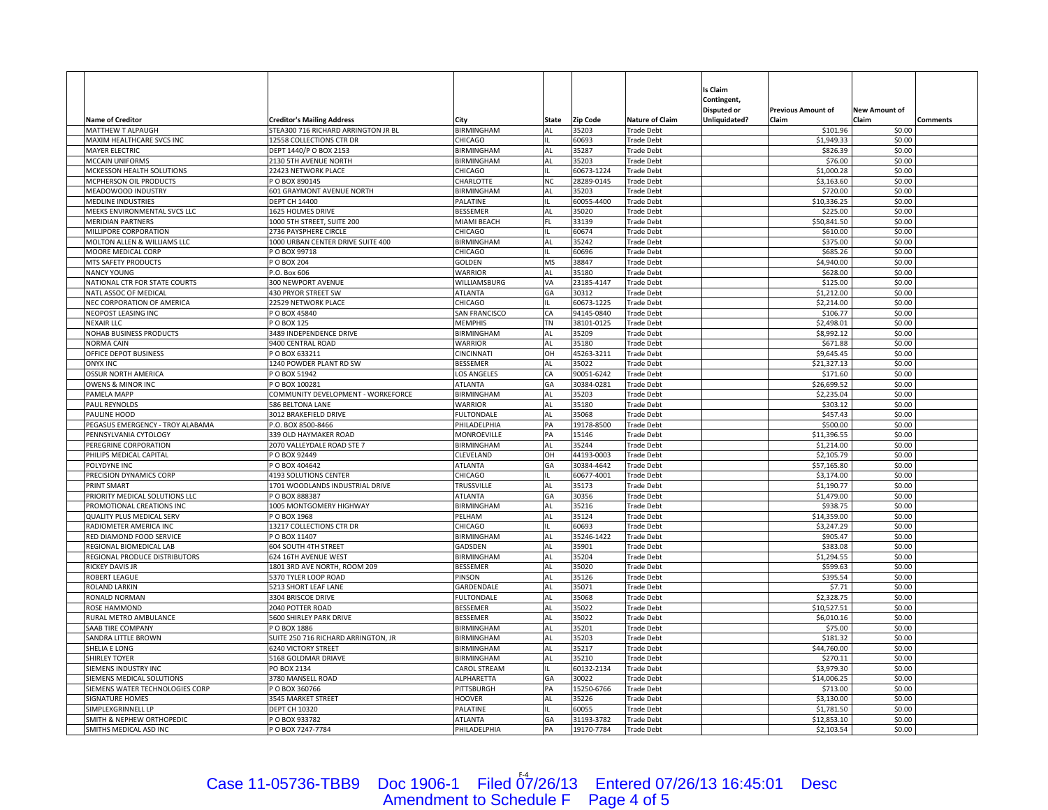| Name of Creditor | Creditor's Mailing Address | City | State | Zip Code | Nature of Claim | Is Claim Contingent, Disputed or Unliquidated? | Previous Amount of Claim | New Amount of Claim | Comments |
|---|---|---|---|---|---|---|---|---|---|
| MATTHEW T ALPAUGH | STEA300 716 RICHARD ARRINGTON JR BL | BIRMINGHAM | AL | 35203 | Trade Debt | | $101.96 | $0.00 | |
| MAXIM HEALTHCARE SVCS INC | 12558 COLLECTIONS CTR DR | CHICAGO | IL | 60693 | Trade Debt | | $1,949.33 | $0.00 | |
| MAYER ELECTRIC | DEPT 1440/P O BOX 2153 | BIRMINGHAM | AL | 35287 | Trade Debt | | $826.39 | $0.00 | |
| MCCAIN UNIFORMS | 2130 5TH AVENUE NORTH | BIRMINGHAM | AL | 35203 | Trade Debt | | $76.00 | $0.00 | |
| MCKESSON HEALTH SOLUTIONS | 22423 NETWORK PLACE | CHICAGO | IL | 60673-1224 | Trade Debt | | $1,000.28 | $0.00 | |
| MCPHERSON OIL PRODUCTS | P O BOX 890145 | CHARLOTTE | NC | 28289-0145 | Trade Debt | | $3,163.60 | $0.00 | |
| MEADOWOOD INDUSTRY | 601 GRAYMONT AVENUE NORTH | BIRMINGHAM | AL | 35203 | Trade Debt | | $720.00 | $0.00 | |
| MEDLINE INDUSTRIES | DEPT CH 14400 | PALATINE | IL | 60055-4400 | Trade Debt | | $10,336.25 | $0.00 | |
| MEEKS ENVIRONMENTAL SVCS LLC | 1625 HOLMES DRIVE | BESSEMER | AL | 35020 | Trade Debt | | $225.00 | $0.00 | |
| MERIDIAN PARTNERS | 1000 5TH STREET, SUITE 200 | MIAMI BEACH | FL | 33139 | Trade Debt | | $50,841.50 | $0.00 | |
| MILLIPORE CORPORATION | 2736 PAYSPHERE CIRCLE | CHICAGO | IL | 60674 | Trade Debt | | $610.00 | $0.00 | |
| MOLTON ALLEN & WILLIAMS LLC | 1000 URBAN CENTER DRIVE SUITE 400 | BIRMINGHAM | AL | 35242 | Trade Debt | | $375.00 | $0.00 | |
| MOORE MEDICAL CORP | P O BOX 99718 | CHICAGO | IL | 60696 | Trade Debt | | $685.26 | $0.00 | |
| MTS SAFETY PRODUCTS | P O BOX 204 | GOLDEN | MS | 38847 | Trade Debt | | $4,940.00 | $0.00 | |
| NANCY YOUNG | P.O. Box 606 | WARRIOR | AL | 35180 | Trade Debt | | $628.00 | $0.00 | |
| NATIONAL CTR FOR STATE COURTS | 300 NEWPORT AVENUE | WILLIAMSBURG | VA | 23185-4147 | Trade Debt | | $125.00 | $0.00 | |
| NATL ASSOC OF MEDICAL | 430 PRYOR STREET SW | ATLANTA | GA | 30312 | Trade Debt | | $1,212.00 | $0.00 | |
| NEC CORPORATION OF AMERICA | 22529 NETWORK PLACE | CHICAGO | IL | 60673-1225 | Trade Debt | | $2,214.00 | $0.00 | |
| NEOPOST LEASING INC | P O BOX 45840 | SAN FRANCISCO | CA | 94145-0840 | Trade Debt | | $106.77 | $0.00 | |
| NEXAIR LLC | P O BOX 125 | MEMPHIS | TN | 38101-0125 | Trade Debt | | $2,498.01 | $0.00 | |
| NOHAB BUSINESS PRODUCTS | 3489 INDEPENDENCE DRIVE | BIRMINGHAM | AL | 35209 | Trade Debt | | $8,992.12 | $0.00 | |
| NORMA CAIN | 9400 CENTRAL ROAD | WARRIOR | AL | 35180 | Trade Debt | | $671.88 | $0.00 | |
| OFFICE DEPOT BUSINESS | P O BOX 633211 | CINCINNATI | OH | 45263-3211 | Trade Debt | | $9,645.45 | $0.00 | |
| ONYX INC | 1240 POWDER PLANT RD SW | BESSEMER | AL | 35022 | Trade Debt | | $21,327.13 | $0.00 | |
| OSSUR NORTH AMERICA | P O BOX 51942 | LOS ANGELES | CA | 90051-6242 | Trade Debt | | $171.60 | $0.00 | |
| OWENS & MINOR INC | P O BOX 100281 | ATLANTA | GA | 30384-0281 | Trade Debt | | $26,699.52 | $0.00 | |
| PAMELA MAPP | COMMUNITY DEVELOPMENT - WORKFORCE | BIRMINGHAM | AL | 35203 | Trade Debt | | $2,235.04 | $0.00 | |
| PAUL REYNOLDS | 586 BELTONA LANE | WARRIOR | AL | 35180 | Trade Debt | | $303.12 | $0.00 | |
| PAULINE HOOD | 3012 BRAKEFIELD DRIVE | FULTONDALE | AL | 35068 | Trade Debt | | $457.43 | $0.00 | |
| PEGASUS EMERGENCY - TROY ALABAMA | P.O. BOX 8500-8466 | PHILADELPHIA | PA | 19178-8500 | Trade Debt | | $500.00 | $0.00 | |
| PENNSYLVANIA CYTOLOGY | 339 OLD HAYMAKER ROAD | MONROEVILLE | PA | 15146 | Trade Debt | | $11,396.55 | $0.00 | |
| PEREGRINE CORPORATION | 2070 VALLEYDALE ROAD STE 7 | BIRMINGHAM | AL | 35244 | Trade Debt | | $1,214.00 | $0.00 | |
| PHILIPS MEDICAL CAPITAL | P O BOX 92449 | CLEVELAND | OH | 44193-0003 | Trade Debt | | $2,105.79 | $0.00 | |
| POLYDYNE INC | P O BOX 404642 | ATLANTA | GA | 30384-4642 | Trade Debt | | $57,165.80 | $0.00 | |
| PRECISION DYNAMICS CORP | 4193 SOLUTIONS CENTER | CHICAGO | IL | 60677-4001 | Trade Debt | | $3,174.00 | $0.00 | |
| PRINT SMART | 1701 WOODLANDS INDUSTRIAL DRIVE | TRUSSVILLE | AL | 35173 | Trade Debt | | $1,190.77 | $0.00 | |
| PRIORITY MEDICAL SOLUTIONS LLC | P O BOX 888387 | ATLANTA | GA | 30356 | Trade Debt | | $1,479.00 | $0.00 | |
| PROMOTIONAL CREATIONS INC | 1005 MONTGOMERY HIGHWAY | BIRMINGHAM | AL | 35216 | Trade Debt | | $938.75 | $0.00 | |
| QUALITY PLUS MEDICAL SERV | P O BOX 1968 | PELHAM | AL | 35124 | Trade Debt | | $14,359.00 | $0.00 | |
| RADIOMETER AMERICA INC | 13217 COLLECTIONS CTR DR | CHICAGO | IL | 60693 | Trade Debt | | $3,247.29 | $0.00 | |
| RED DIAMOND FOOD SERVICE | P O BOX 11407 | BIRMINGHAM | AL | 35246-1422 | Trade Debt | | $905.47 | $0.00 | |
| REGIONAL BIOMEDICAL LAB | 604 SOUTH 4TH STREET | GADSDEN | AL | 35901 | Trade Debt | | $383.08 | $0.00 | |
| REGIONAL PRODUCE DISTRIBUTORS | 624 16TH AVENUE WEST | BIRMINGHAM | AL | 35204 | Trade Debt | | $1,294.55 | $0.00 | |
| RICKEY DAVIS JR | 1801 3RD AVE NORTH, ROOM 209 | BESSEMER | AL | 35020 | Trade Debt | | $599.63 | $0.00 | |
| ROBERT LEAGUE | 5370 TYLER LOOP ROAD | PINSON | AL | 35126 | Trade Debt | | $395.54 | $0.00 | |
| ROLAND LARKIN | 5213 SHORT LEAF LANE | GARDENDALE | AL | 35071 | Trade Debt | | $7.71 | $0.00 | |
| RONALD NORMAN | 3304 BRISCOE DRIVE | FULTONDALE | AL | 35068 | Trade Debt | | $2,328.75 | $0.00 | |
| ROSE HAMMOND | 2040 POTTER ROAD | BESSEMER | AL | 35022 | Trade Debt | | $10,527.51 | $0.00 | |
| RURAL METRO AMBULANCE | 5600 SHIRLEY PARK DRIVE | BESSEMER | AL | 35022 | Trade Debt | | $6,010.16 | $0.00 | |
| SAAB TIRE COMPANY | P O BOX 1886 | BIRMINGHAM | AL | 35201 | Trade Debt | | $75.00 | $0.00 | |
| SANDRA LITTLE BROWN | SUITE 250 716 RICHARD ARRINGTON, JR | BIRMINGHAM | AL | 35203 | Trade Debt | | $181.32 | $0.00 | |
| SHELIA E LONG | 6240 VICTORY STREET | BIRMINGHAM | AL | 35217 | Trade Debt | | $44,760.00 | $0.00 | |
| SHIRLEY TOYER | 5168 GOLDMAR DRIAVE | BIRMINGHAM | AL | 35210 | Trade Debt | | $270.11 | $0.00 | |
| SIEMENS INDUSTRY INC | PO BOX 2134 | CAROL STREAM | IL | 60132-2134 | Trade Debt | | $3,979.30 | $0.00 | |
| SIEMENS MEDICAL SOLUTIONS | 3780 MANSELL ROAD | ALPHARETTA | GA | 30022 | Trade Debt | | $14,006.25 | $0.00 | |
| SIEMENS WATER TECHNOLOGIES CORP | P O BOX 360766 | PITTSBURGH | PA | 15250-6766 | Trade Debt | | $713.00 | $0.00 | |
| SIGNATURE HOMES | 3545 MARKET STREET | HOOVER | AL | 35226 | Trade Debt | | $3,130.00 | $0.00 | |
| SIMPLEXGRINNELL LP | DEPT CH 10320 | PALATINE | IL | 60055 | Trade Debt | | $1,781.50 | $0.00 | |
| SMITH & NEPHEW ORTHOPEDIC | P O BOX 933782 | ATLANTA | GA | 31193-3782 | Trade Debt | | $12,853.10 | $0.00 | |
| SMITHS MEDICAL ASD INC | P O BOX 7247-7784 | PHILADELPHIA | PA | 19170-7784 | Trade Debt | | $2,103.54 | $0.00 | |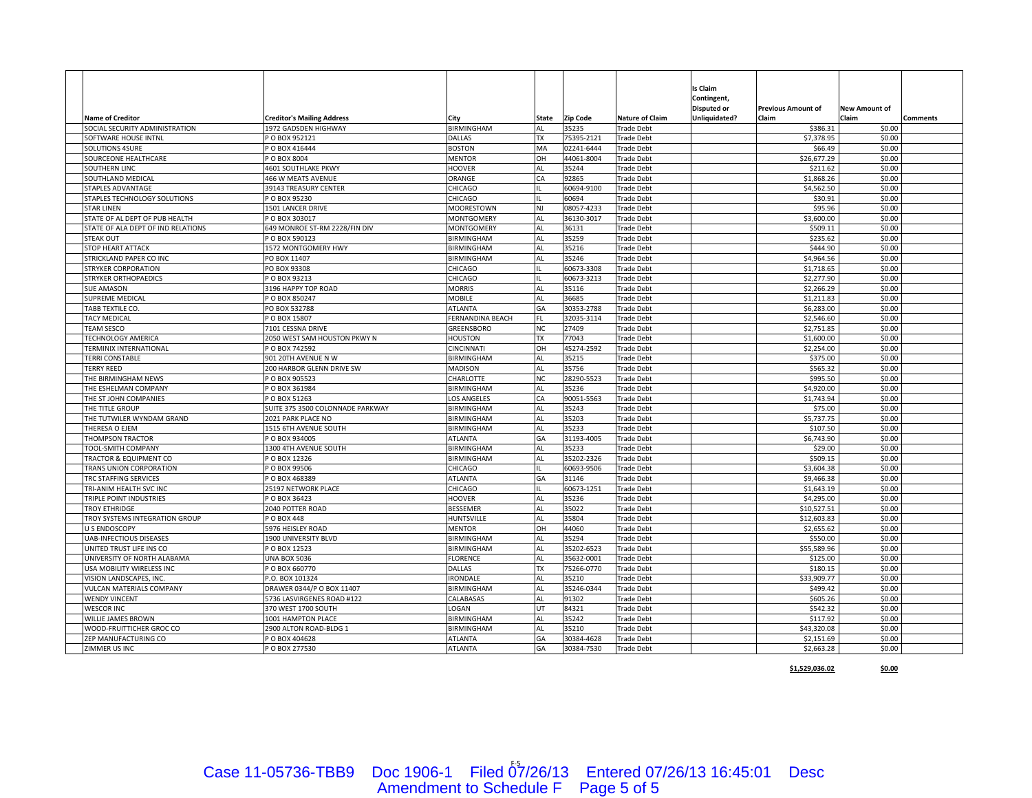| Name of Creditor | Creditor's Mailing Address | City | State | Zip Code | Nature of Claim | Is Claim Contingent, Disputed or Unliquidated? | Previous Amount of Claim | New Amount of Claim | Comments |
|---|---|---|---|---|---|---|---|---|---|
| SOCIAL SECURITY ADMINISTRATION | 1972 GADSDEN HIGHWAY | BIRMINGHAM | AL | 35235 | Trade Debt | | $386.31 | $0.00 | |
| SOFTWARE HOUSE INTNL | P O BOX 952121 | DALLAS | TX | 75395-2121 | Trade Debt | | $7,378.95 | $0.00 | |
| SOLUTIONS 4SURE | P O BOX 416444 | BOSTON | MA | 02241-6444 | Trade Debt | | $66.49 | $0.00 | |
| SOURCEONE HEALTHCARE | P O BOX 8004 | MENTOR | OH | 44061-8004 | Trade Debt | | $26,677.29 | $0.00 | |
| SOUTHERN LINC | 4601 SOUTHLAKE PKWY | HOOVER | AL | 35244 | Trade Debt | | $211.62 | $0.00 | |
| SOUTHLAND MEDICAL | 466 W MEATS AVENUE | ORANGE | CA | 92865 | Trade Debt | | $1,868.26 | $0.00 | |
| STAPLES ADVANTAGE | 39143 TREASURY CENTER | CHICAGO | IL | 60694-9100 | Trade Debt | | $4,562.50 | $0.00 | |
| STAPLES TECHNOLOGY SOLUTIONS | P O BOX 95230 | CHICAGO | IL | 60694 | Trade Debt | | $30.91 | $0.00 | |
| STAR LINEN | 1501 LANCER DRIVE | MOORESTOWN | NJ | 08057-4233 | Trade Debt | | $95.96 | $0.00 | |
| STATE OF AL DEPT OF PUB HEALTH | P O BOX 303017 | MONTGOMERY | AL | 36130-3017 | Trade Debt | | $3,600.00 | $0.00 | |
| STATE OF ALA DEPT OF IND RELATIONS | 649 MONROE ST-RM 2228/FIN DIV | MONTGOMERY | AL | 36131 | Trade Debt | | $509.11 | $0.00 | |
| STEAK OUT | P O BOX 590123 | BIRMINGHAM | AL | 35259 | Trade Debt | | $235.62 | $0.00 | |
| STOP HEART ATTACK | 1572 MONTGOMERY HWY | BIRMINGHAM | AL | 35216 | Trade Debt | | $444.90 | $0.00 | |
| STRICKLAND PAPER CO INC | PO BOX 11407 | BIRMINGHAM | AL | 35246 | Trade Debt | | $4,964.56 | $0.00 | |
| STRYKER CORPORATION | PO BOX 93308 | CHICAGO | IL | 60673-3308 | Trade Debt | | $1,718.65 | $0.00 | |
| STRYKER ORTHOPAEDICS | P O BOX 93213 | CHICAGO | IL | 60673-3213 | Trade Debt | | $2,277.90 | $0.00 | |
| SUE AMASON | 3196 HAPPY TOP ROAD | MORRIS | AL | 35116 | Trade Debt | | $2,266.29 | $0.00 | |
| SUPREME MEDICAL | P O BOX 850247 | MOBILE | AL | 36685 | Trade Debt | | $1,211.83 | $0.00 | |
| TABB TEXTILE CO. | PO BOX 532788 | ATLANTA | GA | 30353-2788 | Trade Debt | | $6,283.00 | $0.00 | |
| TACY MEDICAL | P O BOX 15807 | FERNANDINA BEACH | FL | 32035-3114 | Trade Debt | | $2,546.60 | $0.00 | |
| TEAM SESCO | 7101 CESSNA DRIVE | GREENSBORO | NC | 27409 | Trade Debt | | $2,751.85 | $0.00 | |
| TECHNOLOGY AMERICA | 2050 WEST SAM HOUSTON PKWY N | HOUSTON | TX | 77043 | Trade Debt | | $1,600.00 | $0.00 | |
| TERMINIX INTERNATIONAL | P O BOX 742592 | CINCINNATI | OH | 45274-2592 | Trade Debt | | $2,254.00 | $0.00 | |
| TERRI CONSTABLE | 901 20TH AVENUE N W | BIRMINGHAM | AL | 35215 | Trade Debt | | $375.00 | $0.00 | |
| TERRY REED | 200 HARBOR GLENN DRIVE SW | MADISON | AL | 35756 | Trade Debt | | $565.32 | $0.00 | |
| THE BIRMINGHAM NEWS | P O BOX 905523 | CHARLOTTE | NC | 28290-5523 | Trade Debt | | $995.50 | $0.00 | |
| THE ESHELMAN COMPANY | P O BOX 361984 | BIRMINGHAM | AL | 35236 | Trade Debt | | $4,920.00 | $0.00 | |
| THE ST JOHN COMPANIES | P O BOX 51263 | LOS ANGELES | CA | 90051-5563 | Trade Debt | | $1,743.94 | $0.00 | |
| THE TITLE GROUP | SUITE 375 3500 COLONNADE PARKWAY | BIRMINGHAM | AL | 35243 | Trade Debt | | $75.00 | $0.00 | |
| THE TUTWILER WYNDAM GRAND | 2021 PARK PLACE NO | BIRMINGHAM | AL | 35203 | Trade Debt | | $5,737.75 | $0.00 | |
| THERESA O EJEM | 1515 6TH AVENUE SOUTH | BIRMINGHAM | AL | 35233 | Trade Debt | | $107.50 | $0.00 | |
| THOMPSON TRACTOR | P O BOX 934005 | ATLANTA | GA | 31193-4005 | Trade Debt | | $6,743.90 | $0.00 | |
| TOOL-SMITH COMPANY | 1300 4TH AVENUE SOUTH | BIRMINGHAM | AL | 35233 | Trade Debt | | $29.00 | $0.00 | |
| TRACTOR & EQUIPMENT CO | P O BOX 12326 | BIRMINGHAM | AL | 35202-2326 | Trade Debt | | $509.15 | $0.00 | |
| TRANS UNION CORPORATION | P O BOX 99506 | CHICAGO | IL | 60693-9506 | Trade Debt | | $3,604.38 | $0.00 | |
| TRC STAFFING SERVICES | P O BOX 468389 | ATLANTA | GA | 31146 | Trade Debt | | $9,466.38 | $0.00 | |
| TRI-ANIM HEALTH SVC INC | 25197 NETWORK PLACE | CHICAGO | IL | 60673-1251 | Trade Debt | | $1,643.19 | $0.00 | |
| TRIPLE POINT INDUSTRIES | P O BOX 36423 | HOOVER | AL | 35236 | Trade Debt | | $4,295.00 | $0.00 | |
| TROY ETHRIDGE | 2040 POTTER ROAD | BESSEMER | AL | 35022 | Trade Debt | | $10,527.51 | $0.00 | |
| TROY SYSTEMS INTEGRATION GROUP | P O BOX 448 | HUNTSVILLE | AL | 35804 | Trade Debt | | $12,603.83 | $0.00 | |
| U S ENDOSCOPY | 5976 HEISLEY ROAD | MENTOR | OH | 44060 | Trade Debt | | $2,655.62 | $0.00 | |
| UAB-INFECTIOUS DISEASES | 1900 UNIVERSITY BLVD | BIRMINGHAM | AL | 35294 | Trade Debt | | $550.00 | $0.00 | |
| UNITED TRUST LIFE INS CO | P O BOX 12523 | BIRMINGHAM | AL | 35202-6523 | Trade Debt | | $55,589.96 | $0.00 | |
| UNIVERSITY OF NORTH ALABAMA | UNA BOX 5036 | FLORENCE | AL | 35632-0001 | Trade Debt | | $125.00 | $0.00 | |
| USA MOBILITY WIRELESS INC | P O BOX 660770 | DALLAS | TX | 75266-0770 | Trade Debt | | $180.15 | $0.00 | |
| VISION LANDSCAPES, INC. | P.O. BOX 101324 | IRONDALE | AL | 35210 | Trade Debt | | $33,909.77 | $0.00 | |
| VULCAN MATERIALS COMPANY | DRAWER 0344/P O BOX 11407 | BIRMINGHAM | AL | 35246-0344 | Trade Debt | | $499.42 | $0.00 | |
| WENDY VINCENT | 5736 LASVIRGENES ROAD #122 | CALABASAS | AL | 91302 | Trade Debt | | $605.26 | $0.00 | |
| WESCOR INC | 370 WEST 1700 SOUTH | LOGAN | UT | 84321 | Trade Debt | | $542.32 | $0.00 | |
| WILLIE JAMES BROWN | 1001 HAMPTON PLACE | BIRMINGHAM | AL | 35242 | Trade Debt | | $117.92 | $0.00 | |
| WOOD-FRUITTICHER GROC CO | 2900 ALTON ROAD-BLDG 1 | BIRMINGHAM | AL | 35210 | Trade Debt | | $43,320.08 | $0.00 | |
| ZEP MANUFACTURING CO | P O BOX 404628 | ATLANTA | GA | 30384-4628 | Trade Debt | | $2,151.69 | $0.00 | |
| ZIMMER US INC | P O BOX 277530 | ATLANTA | GA | 30384-7530 | Trade Debt | | $2,663.28 | $0.00 | |
| | | | | | | | **$1,529,036.02** | **$0.00** | |

F-5

Case 11-05736-TBB9 Doc 1906-1 Filed 07/26/13 Entered 07/26/13 16:45:01 Desc Amendment to Schedule F Page 5 of 5